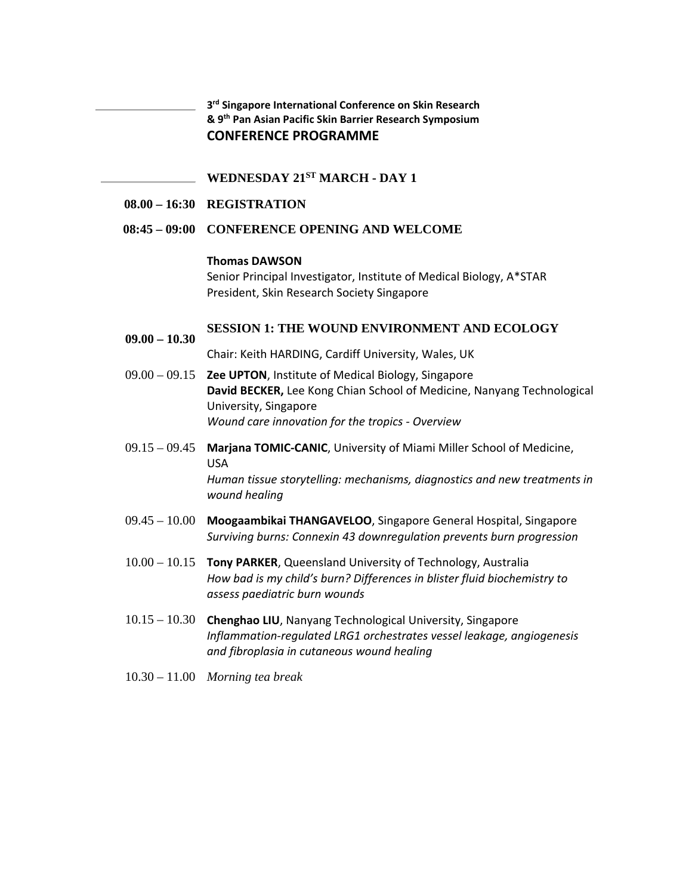**3rd Singapore International Conference on Skin Research**
**& 9th Pan Asian Pacific Skin Barrier Research Symposium**

# CONFERENCE PROGRAMME

## WEDNESDAY 21ST MARCH - DAY 1

**08.00 – 16:30 REGISTRATION**

**08:45 – 09:00 CONFERENCE OPENING AND WELCOME**

**Thomas DAWSON**
Senior Principal Investigator, Institute of Medical Biology, A*STAR
President, Skin Research Society Singapore

**09.00 – 10.30 SESSION 1: THE WOUND ENVIRONMENT AND ECOLOGY**

Chair: Keith HARDING, Cardiff University, Wales, UK

09.00 – 09.15 **Zee UPTON**, Institute of Medical Biology, Singapore
**David BECKER,** Lee Kong Chian School of Medicine, Nanyang Technological University, Singapore
*Wound care innovation for the tropics - Overview*

09.15 – 09.45 **Marjana TOMIC-CANIC**, University of Miami Miller School of Medicine, USA
*Human tissue storytelling: mechanisms, diagnostics and new treatments in wound healing*

09.45 – 10.00 **Moogaambikai THANGAVELOO**, Singapore General Hospital, Singapore
*Surviving burns: Connexin 43 downregulation prevents burn progression*

10.00 – 10.15 **Tony PARKER**, Queensland University of Technology, Australia
*How bad is my child's burn? Differences in blister fluid biochemistry to assess paediatric burn wounds*

10.15 – 10.30 **Chenghao LIU**, Nanyang Technological University, Singapore
*Inflammation-regulated LRG1 orchestrates vessel leakage, angiogenesis and fibroplasia in cutaneous wound healing*

10.30 – 11.00 *Morning tea break*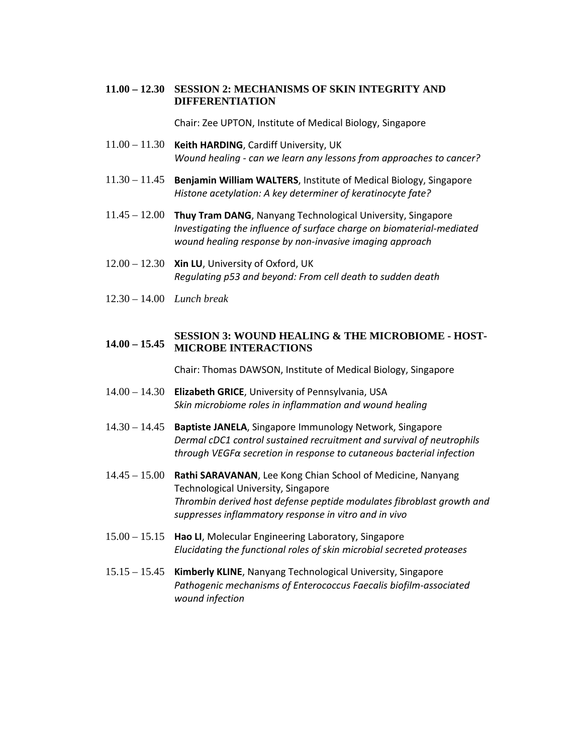**11.00 – 12.30 SESSION 2: MECHANISMS OF SKIN INTEGRITY AND DIFFERENTIATION**

Chair: Zee UPTON, Institute of Medical Biology, Singapore

11.00 – 11.30 **Keith HARDING**, Cardiff University, UK
*Wound healing - can we learn any lessons from approaches to cancer?*

11.30 – 11.45 **Benjamin William WALTERS**, Institute of Medical Biology, Singapore
*Histone acetylation: A key determiner of keratinocyte fate?*

11.45 – 12.00 **Thuy Tram DANG**, Nanyang Technological University, Singapore
*Investigating the influence of surface charge on biomaterial-mediated wound healing response by non-invasive imaging approach*

12.00 – 12.30 **Xin LU**, University of Oxford, UK
*Regulating p53 and beyond: From cell death to sudden death*

12.30 – 14.00 *Lunch break*

**14.00 – 15.45 SESSION 3: WOUND HEALING & THE MICROBIOME - HOST-MICROBE INTERACTIONS**

Chair: Thomas DAWSON, Institute of Medical Biology, Singapore

14.00 – 14.30 **Elizabeth GRICE**, University of Pennsylvania, USA
*Skin microbiome roles in inflammation and wound healing*

14.30 – 14.45 **Baptiste JANELA**, Singapore Immunology Network, Singapore
*Dermal cDC1 control sustained recruitment and survival of neutrophils through VEGFα secretion in response to cutaneous bacterial infection*

14.45 – 15.00 **Rathi SARAVANAN**, Lee Kong Chian School of Medicine, Nanyang Technological University, Singapore
*Thrombin derived host defense peptide modulates fibroblast growth and suppresses inflammatory response in vitro and in vivo*

15.00 – 15.15 **Hao LI**, Molecular Engineering Laboratory, Singapore
*Elucidating the functional roles of skin microbial secreted proteases*

15.15 – 15.45 **Kimberly KLINE**, Nanyang Technological University, Singapore
*Pathogenic mechanisms of Enterococcus Faecalis biofilm-associated wound infection*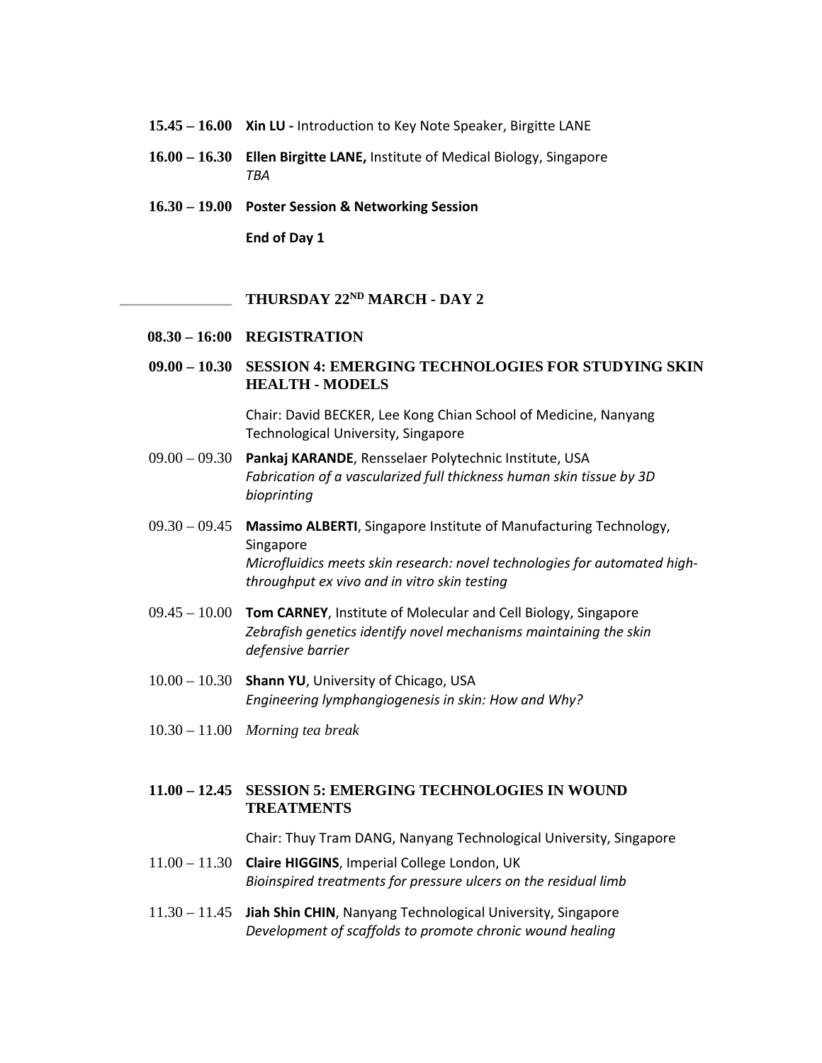**15.45 – 16.00** **Xin LU -** Introduction to Key Note Speaker, Birgitte LANE

**16.00 – 16.30** **Ellen Birgitte LANE,** Institute of Medical Biology, Singapore
*TBA*

**16.30 – 19.00** **Poster Session & Networking Session**

**End of Day 1**

## THURSDAY 22ND MARCH - DAY 2

**08.30 – 16:00** **REGISTRATION**

**09.00 – 10.30** **SESSION 4: EMERGING TECHNOLOGIES FOR STUDYING SKIN HEALTH - MODELS**

Chair: David BECKER, Lee Kong Chian School of Medicine, Nanyang Technological University, Singapore

09.00 – 09.30 **Pankaj KARANDE**, Rensselaer Polytechnic Institute, USA
*Fabrication of a vascularized full thickness human skin tissue by 3D bioprinting*

09.30 – 09.45 **Massimo ALBERTI**, Singapore Institute of Manufacturing Technology, Singapore
*Microfluidics meets skin research: novel technologies for automated high-throughput ex vivo and in vitro skin testing*

09.45 – 10.00 **Tom CARNEY**, Institute of Molecular and Cell Biology, Singapore
*Zebrafish genetics identify novel mechanisms maintaining the skin defensive barrier*

10.00 – 10.30 **Shann YU**, University of Chicago, USA
*Engineering lymphangiogenesis in skin: How and Why?*

10.30 – 11.00 *Morning tea break*

**11.00 – 12.45** **SESSION 5: EMERGING TECHNOLOGIES IN WOUND TREATMENTS**

Chair: Thuy Tram DANG, Nanyang Technological University, Singapore

11.00 – 11.30 **Claire HIGGINS**, Imperial College London, UK
*Bioinspired treatments for pressure ulcers on the residual limb*

11.30 – 11.45 **Jiah Shin CHIN**, Nanyang Technological University, Singapore
*Development of scaffolds to promote chronic wound healing*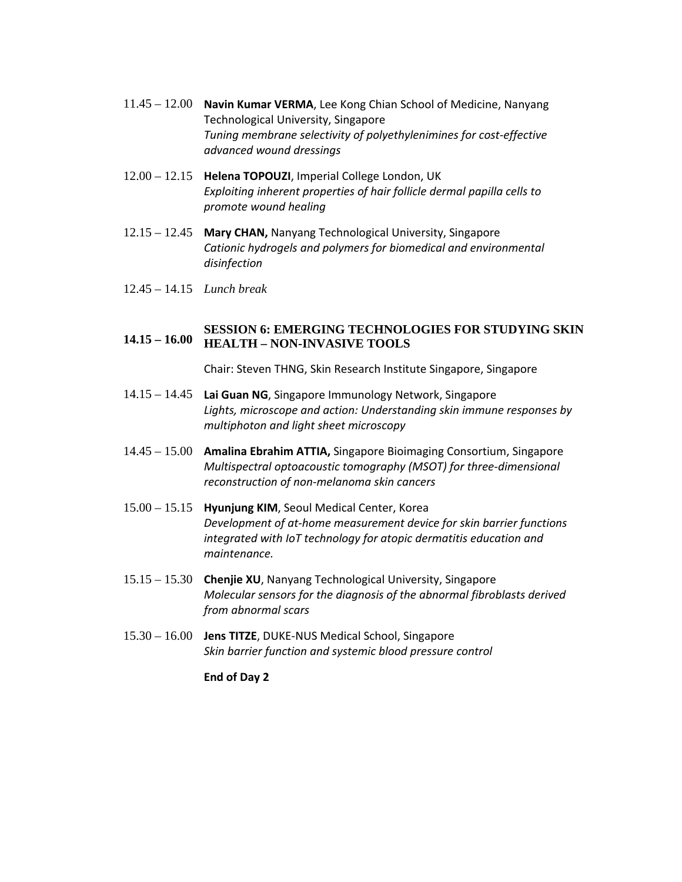11.45 – 12.00 **Navin Kumar VERMA**, Lee Kong Chian School of Medicine, Nanyang Technological University, Singapore
*Tuning membrane selectivity of polyethylenimines for cost-effective advanced wound dressings*

12.00 – 12.15 **Helena TOPOUZI**, Imperial College London, UK
*Exploiting inherent properties of hair follicle dermal papilla cells to promote wound healing*

12.15 – 12.45 **Mary CHAN,** Nanyang Technological University, Singapore
*Cationic hydrogels and polymers for biomedical and environmental disinfection*

12.45 – 14.15 *Lunch break*

## 14.15 – 16.00 SESSION 6: EMERGING TECHNOLOGIES FOR STUDYING SKIN HEALTH – NON-INVASIVE TOOLS

Chair: Steven THNG, Skin Research Institute Singapore, Singapore

14.15 – 14.45 **Lai Guan NG**, Singapore Immunology Network, Singapore
*Lights, microscope and action: Understanding skin immune responses by multiphoton and light sheet microscopy*

14.45 – 15.00 **Amalina Ebrahim ATTIA,** Singapore Bioimaging Consortium, Singapore
*Multispectral optoacoustic tomography (MSOT) for three-dimensional reconstruction of non-melanoma skin cancers*

15.00 – 15.15 **Hyunjung KIM**, Seoul Medical Center, Korea
*Development of at-home measurement device for skin barrier functions integrated with IoT technology for atopic dermatitis education and maintenance.*

15.15 – 15.30 **Chenjie XU**, Nanyang Technological University, Singapore
*Molecular sensors for the diagnosis of the abnormal fibroblasts derived from abnormal scars*

15.30 – 16.00 **Jens TITZE**, DUKE-NUS Medical School, Singapore
*Skin barrier function and systemic blood pressure control*

**End of Day 2**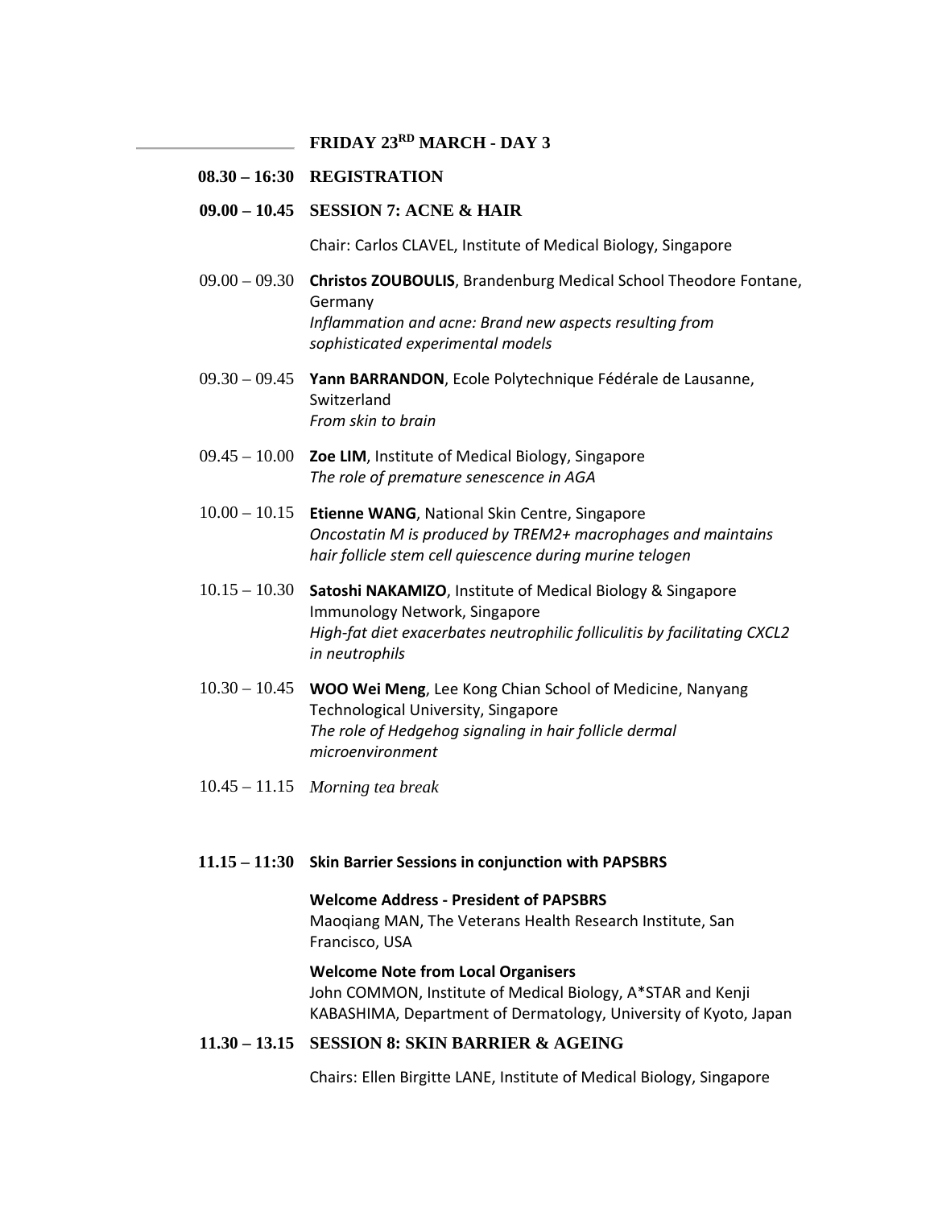## FRIDAY 23[RD] MARCH - DAY 3

**08.30 – 16:30 REGISTRATION**

**09.00 – 10.45 SESSION 7: ACNE & HAIR**

Chair: Carlos CLAVEL, Institute of Medical Biology, Singapore

09.00 – 09.30 **Christos ZOUBOULIS**, Brandenburg Medical School Theodore Fontane, Germany
*Inflammation and acne: Brand new aspects resulting from sophisticated experimental models*

09.30 – 09.45 **Yann BARRANDON**, Ecole Polytechnique Fédérale de Lausanne, Switzerland
*From skin to brain*

09.45 – 10.00 **Zoe LIM**, Institute of Medical Biology, Singapore
*The role of premature senescence in AGA*

10.00 – 10.15 **Etienne WANG**, National Skin Centre, Singapore
*Oncostatin M is produced by TREM2+ macrophages and maintains hair follicle stem cell quiescence during murine telogen*

10.15 – 10.30 **Satoshi NAKAMIZO**, Institute of Medical Biology & Singapore Immunology Network, Singapore
*High-fat diet exacerbates neutrophilic folliculitis by facilitating CXCL2 in neutrophils*

10.30 – 10.45 **WOO Wei Meng**, Lee Kong Chian School of Medicine, Nanyang Technological University, Singapore
*The role of Hedgehog signaling in hair follicle dermal microenvironment*

10.45 – 11.15 *Morning tea break*

**11.15 – 11:30 Skin Barrier Sessions in conjunction with PAPSBRS**

**Welcome Address - President of PAPSBRS**
Maoqiang MAN, The Veterans Health Research Institute, San Francisco, USA

**Welcome Note from Local Organisers**
John COMMON, Institute of Medical Biology, A*STAR and Kenji KABASHIMA, Department of Dermatology, University of Kyoto, Japan

**11.30 – 13.15 SESSION 8: SKIN BARRIER & AGEING**

Chairs: Ellen Birgitte LANE, Institute of Medical Biology, Singapore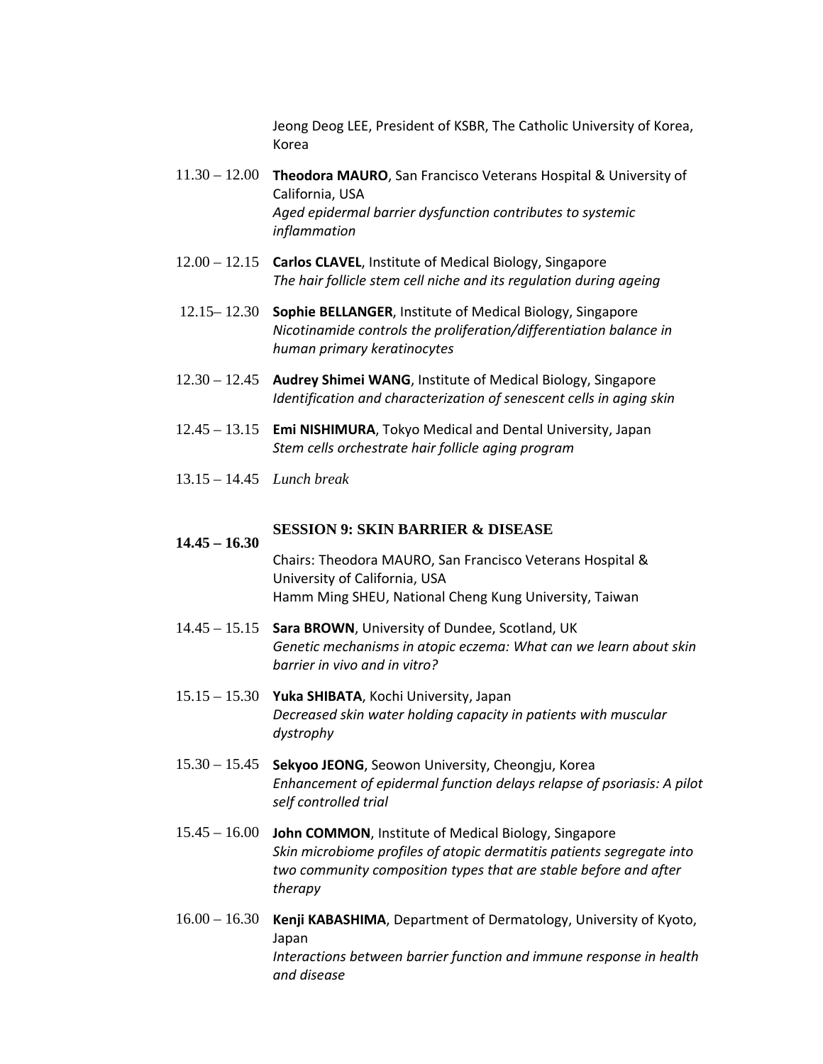Jeong Deog LEE, President of KSBR, The Catholic University of Korea, Korea

11.30 – 12.00 **Theodora MAURO**, San Francisco Veterans Hospital & University of California, USA
*Aged epidermal barrier dysfunction contributes to systemic inflammation*

12.00 – 12.15 **Carlos CLAVEL**, Institute of Medical Biology, Singapore
*The hair follicle stem cell niche and its regulation during ageing*

12.15– 12.30 **Sophie BELLANGER**, Institute of Medical Biology, Singapore
*Nicotinamide controls the proliferation/differentiation balance in human primary keratinocytes*

12.30 – 12.45 **Audrey Shimei WANG**, Institute of Medical Biology, Singapore
*Identification and characterization of senescent cells in aging skin*

12.45 – 13.15 **Emi NISHIMURA**, Tokyo Medical and Dental University, Japan
*Stem cells orchestrate hair follicle aging program*

13.15 – 14.45 *Lunch break*

## 14.45 – 16.30 SESSION 9: SKIN BARRIER & DISEASE

Chairs: Theodora MAURO, San Francisco Veterans Hospital & University of California, USA
Hamm Ming SHEU, National Cheng Kung University, Taiwan

14.45 – 15.15 **Sara BROWN**, University of Dundee, Scotland, UK
*Genetic mechanisms in atopic eczema: What can we learn about skin barrier in vivo and in vitro?*

15.15 – 15.30 **Yuka SHIBATA**, Kochi University, Japan
*Decreased skin water holding capacity in patients with muscular dystrophy*

15.30 – 15.45 **Sekyoo JEONG**, Seowon University, Cheongju, Korea
*Enhancement of epidermal function delays relapse of psoriasis: A pilot self controlled trial*

15.45 – 16.00 **John COMMON**, Institute of Medical Biology, Singapore
*Skin microbiome profiles of atopic dermatitis patients segregate into two community composition types that are stable before and after therapy*

16.00 – 16.30 **Kenji KABASHIMA**, Department of Dermatology, University of Kyoto, Japan
*Interactions between barrier function and immune response in health and disease*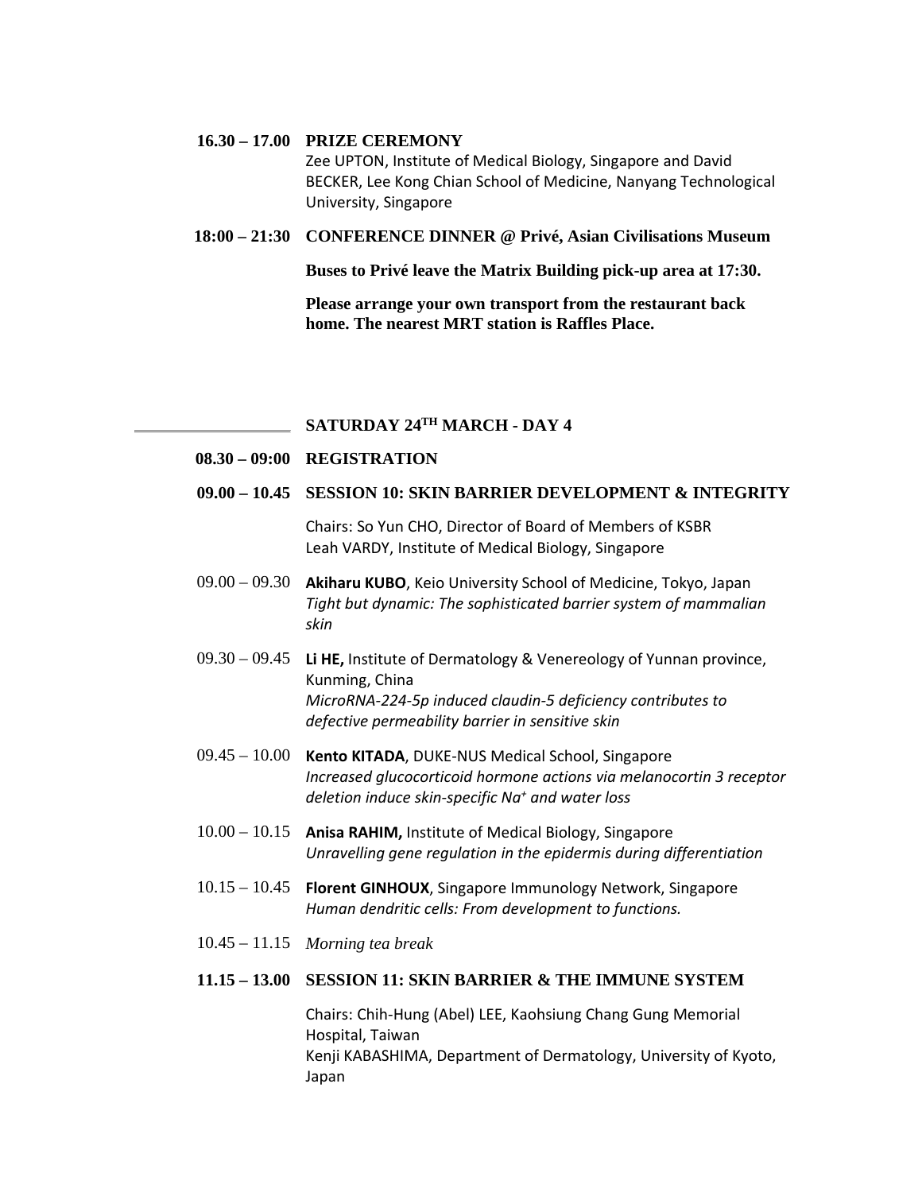**16.30 – 17.00 PRIZE CEREMONY**

Zee UPTON, Institute of Medical Biology, Singapore and David BECKER, Lee Kong Chian School of Medicine, Nanyang Technological University, Singapore

**18:00 – 21:30 CONFERENCE DINNER @ Privé, Asian Civilisations Museum**

**Buses to Privé leave the Matrix Building pick-up area at 17:30.**

**Please arrange your own transport from the restaurant back home. The nearest MRT station is Raffles Place.**

## SATURDAY 24TH MARCH - DAY 4

**08.30 – 09:00 REGISTRATION**

**09.00 – 10.45 SESSION 10: SKIN BARRIER DEVELOPMENT & INTEGRITY**

Chairs: So Yun CHO, Director of Board of Members of KSBR
Leah VARDY, Institute of Medical Biology, Singapore

09.00 – 09.30 **Akiharu KUBO**, Keio University School of Medicine, Tokyo, Japan
*Tight but dynamic: The sophisticated barrier system of mammalian skin*

09.30 – 09.45 **Li HE,** Institute of Dermatology & Venereology of Yunnan province, Kunming, China
*MicroRNA-224-5p induced claudin-5 deficiency contributes to defective permeability barrier in sensitive skin*

09.45 – 10.00 **Kento KITADA**, DUKE-NUS Medical School, Singapore
*Increased glucocorticoid hormone actions via melanocortin 3 receptor deletion induce skin-specific $Na^{+}$ and water loss*

10.00 – 10.15 **Anisa RAHIM,** Institute of Medical Biology, Singapore
*Unravelling gene regulation in the epidermis during differentiation*

10.15 – 10.45 **Florent GINHOUX**, Singapore Immunology Network, Singapore
*Human dendritic cells: From development to functions.*

10.45 – 11.15 *Morning tea break*

**11.15 – 13.00 SESSION 11: SKIN BARRIER & THE IMMUNE SYSTEM**

Chairs: Chih-Hung (Abel) LEE, Kaohsiung Chang Gung Memorial Hospital, Taiwan
Kenji KABASHIMA, Department of Dermatology, University of Kyoto, Japan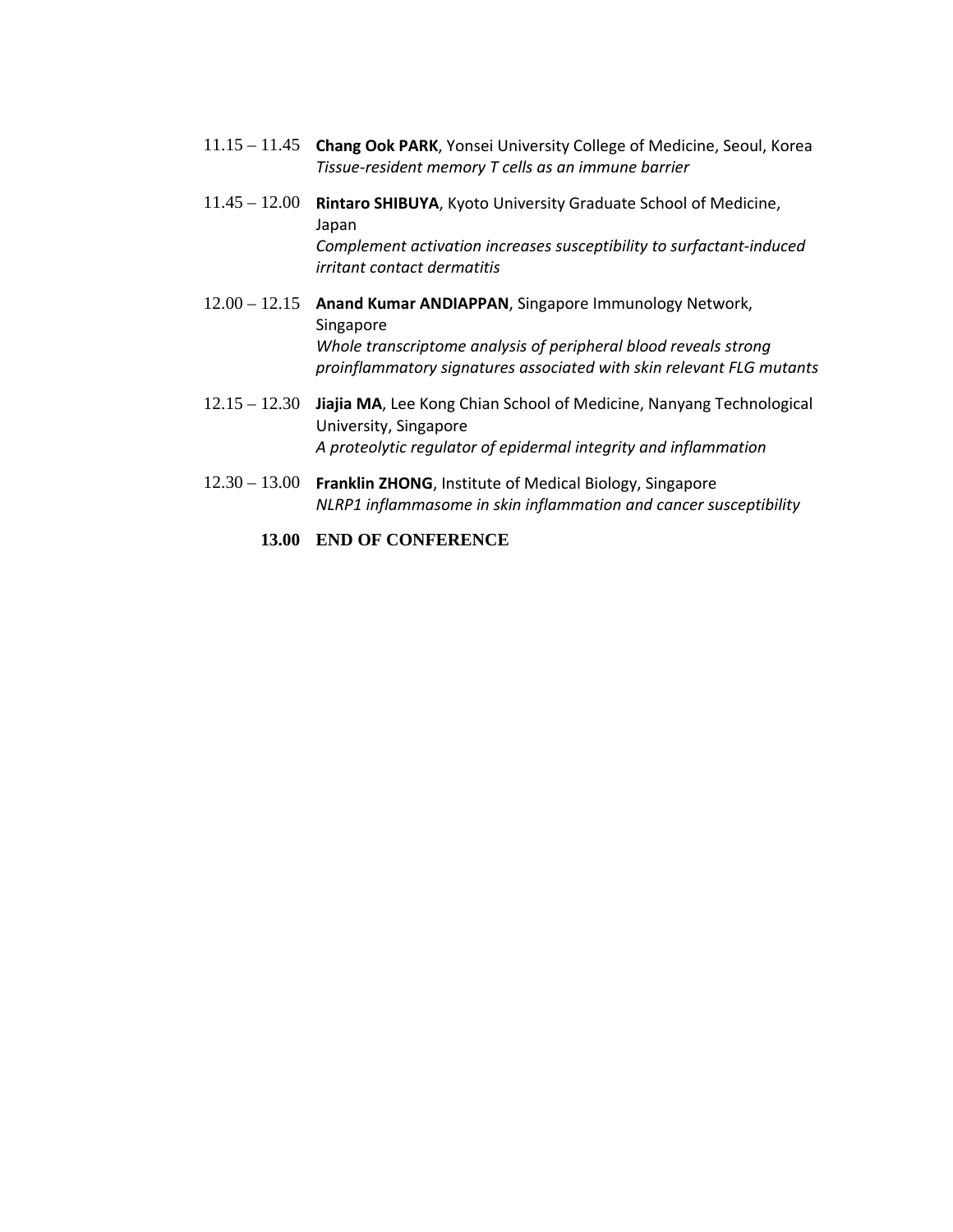11.15 – 11.45 **Chang Ook PARK**, Yonsei University College of Medicine, Seoul, Korea
*Tissue-resident memory T cells as an immune barrier*

11.45 – 12.00 **Rintaro SHIBUYA**, Kyoto University Graduate School of Medicine, Japan
*Complement activation increases susceptibility to surfactant-induced irritant contact dermatitis*

12.00 – 12.15 **Anand Kumar ANDIAPPAN**, Singapore Immunology Network, Singapore
*Whole transcriptome analysis of peripheral blood reveals strong proinflammatory signatures associated with skin relevant FLG mutants*

12.15 – 12.30 **Jiajia MA**, Lee Kong Chian School of Medicine, Nanyang Technological University, Singapore
*A proteolytic regulator of epidermal integrity and inflammation*

12.30 – 13.00 **Franklin ZHONG**, Institute of Medical Biology, Singapore
*NLRP1 inflammasome in skin inflammation and cancer susceptibility*

**13.00 END OF CONFERENCE**